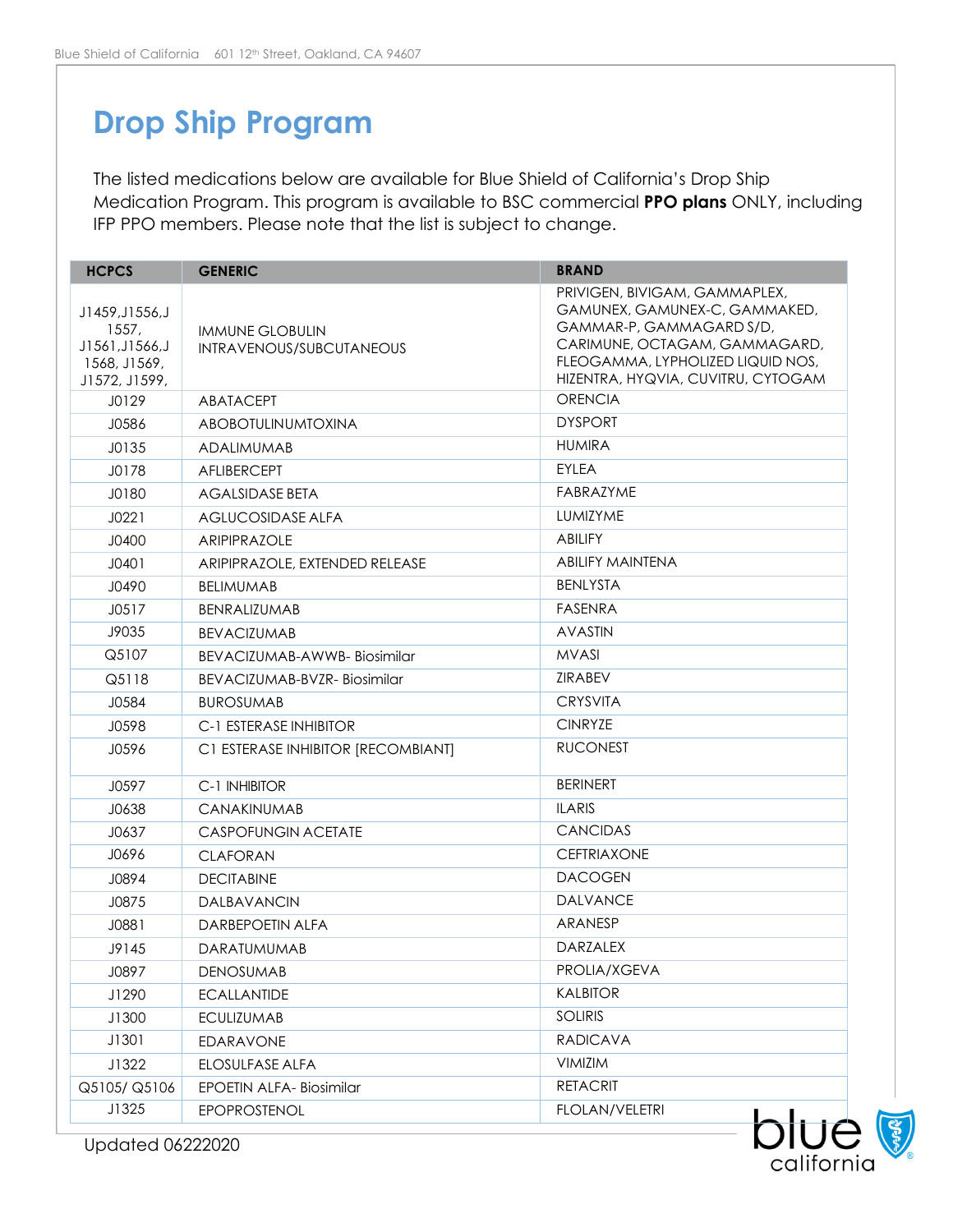# Drop Ship Program

The listed medications below are available for Blue Shield of California's Drop Ship Medication Program. This program is available to BSC commercial **PPO plans** ONLY, including IFP PPO members. Please note that the list is subject to change.

| HCPCS | GENERIC | BRAND |
|---|---|---|
| J1459,J1556,J 1557, J1561,J1566,J 1568, J1569, J1572, J1599, | IMMUNE GLOBULIN INTRAVENOUS/SUBCUTANEOUS | PRIVIGEN, BIVIGAM, GAMMAPLEX, GAMUNEX, GAMUNEX-C, GAMMAKED, GAMMAR-P, GAMMAGARD S/D, CARIMUNE, OCTAGAM, GAMMAGARD, FLEOGAMMA, LYPHOLIZED LIQUID NOS, HIZENTRA, HYQVIA, CUVITRU, CYTOGAM |
| J0129 | ABATACEPT | ORENCIA |
| J0586 | ABOBOTULINUMTOXINA | DYSPORT |
| J0135 | ADALIMUMAB | HUMIRA |
| J0178 | AFLIBERCEPT | EYLEA |
| J0180 | AGALSIDASE BETA | FABRAZYME |
| J0221 | AGLUCOSIDASE ALFA | LUMIZYME |
| J0400 | ARIPIPRAZOLE | ABILIFY |
| J0401 | ARIPIPRAZOLE, EXTENDED RELEASE | ABILIFY MAINTENA |
| J0490 | BELIMUMAB | BENLYSTA |
| J0517 | BENRALIZUMAB | FASENRA |
| J9035 | BEVACIZUMAB | AVASTIN |
| Q5107 | BEVACIZUMAB-AWWB- Biosimilar | MVASI |
| Q5118 | BEVACIZUMAB-BVZR- Biosimilar | ZIRABEV |
| J0584 | BUROSUMAB | CRYSVITA |
| J0598 | C-1 ESTERASE INHIBITOR | CINRYZE |
| J0596 | C1 ESTERASE INHIBITOR [RECOMBIANT] | RUCONEST |
| J0597 | C-1 INHIBITOR | BERINERT |
| J0638 | CANAKINUMAB | ILARIS |
| J0637 | CASPOFUNGIN ACETATE | CANCIDAS |
| J0696 | CLAFORAN | CEFTRIAXONE |
| J0894 | DECITABINE | DACOGEN |
| J0875 | DALBAVANCIN | DALVANCE |
| J0881 | DARBEPOETIN ALFA | ARANESP |
| J9145 | DARATUMUMAB | DARZALEX |
| J0897 | DENOSUMAB | PROLIA/XGEVA |
| J1290 | ECALLANTIDE | KALBITOR |
| J1300 | ECULIZUMAB | SOLIRIS |
| J1301 | EDARAVONE | RADICAVA |
| J1322 | ELOSULFASE ALFA | VIMIZIM |
| Q5105/ Q5106 | EPOETIN ALFA- Biosimilar | RETACRIT |
| J1325 | EPOPROSTENOL | FLOLAN/VELETRI |

Updated 06222020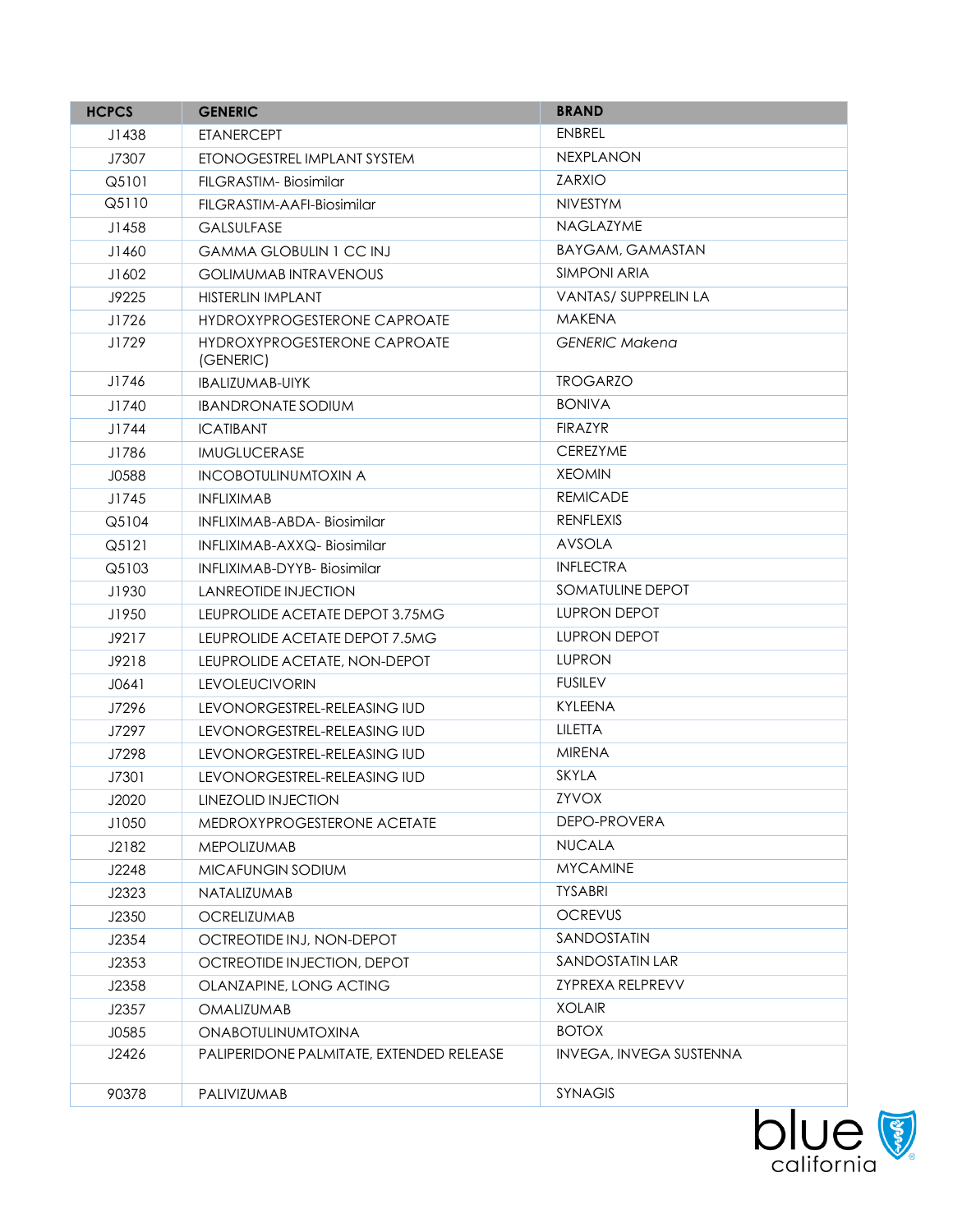| HCPCS | GENERIC | BRAND |
|---|---|---|
| J1438 | ETANERCEPT | ENBREL |
| J7307 | ETONOGESTREL IMPLANT SYSTEM | NEXPLANON |
| Q5101 | FILGRASTIM- Biosimilar | ZARXIO |
| Q5110 | FILGRASTIM-AAFI-Biosimilar | NIVESTYM |
| J1458 | GALSULFASE | NAGLAZYME |
| J1460 | GAMMA GLOBULIN 1 CC INJ | BAYGAM, GAMASTAN |
| J1602 | GOLIMUMAB INTRAVENOUS | SIMPONI ARIA |
| J9225 | HISTERLIN IMPLANT | VANTAS/ SUPPRELIN LA |
| J1726 | HYDROXYPROGESTERONE CAPROATE | MAKENA |
| J1729 | HYDROXYPROGESTERONE CAPROATE (GENERIC) | *GENERIC Makena* |
| J1746 | IBALIZUMAB-UIYK | TROGARZO |
| J1740 | IBANDRONATE SODIUM | BONIVA |
| J1744 | ICATIBANT | FIRAZYR |
| J1786 | IMUGLUCERASE | CEREZYME |
| J0588 | INCOBOTULINUMTOXIN A | XEOMIN |
| J1745 | INFLIXIMAB | REMICADE |
| Q5104 | INFLIXIMAB-ABDA- Biosimilar | RENFLEXIS |
| Q5121 | INFLIXIMAB-AXXQ- Biosimilar | AVSOLA |
| Q5103 | INFLIXIMAB-DYYB- Biosimilar | INFLECTRA |
| J1930 | LANREOTIDE INJECTION | SOMATULINE DEPOT |
| J1950 | LEUPROLIDE ACETATE DEPOT 3.75MG | LUPRON DEPOT |
| J9217 | LEUPROLIDE ACETATE DEPOT 7.5MG | LUPRON DEPOT |
| J9218 | LEUPROLIDE ACETATE, NON-DEPOT | LUPRON |
| J0641 | LEVOLEUCIVORIN | FUSILEV |
| J7296 | LEVONORGESTREL-RELEASING IUD | KYLEENA |
| J7297 | LEVONORGESTREL-RELEASING IUD | LILETTA |
| J7298 | LEVONORGESTREL-RELEASING IUD | MIRENA |
| J7301 | LEVONORGESTREL-RELEASING IUD | SKYLA |
| J2020 | LINEZOLID INJECTION | ZYVOX |
| J1050 | MEDROXYPROGESTERONE ACETATE | DEPO-PROVERA |
| J2182 | MEPOLIZUMAB | NUCALA |
| J2248 | MICAFUNGIN SODIUM | MYCAMINE |
| J2323 | NATALIZUMAB | TYSABRI |
| J2350 | OCRELIZUMAB | OCREVUS |
| J2354 | OCTREOTIDE INJ, NON-DEPOT | SANDOSTATIN |
| J2353 | OCTREOTIDE INJECTION, DEPOT | SANDOSTATIN LAR |
| J2358 | OLANZAPINE, LONG ACTING | ZYPREXA RELPREVV |
| J2357 | OMALIZUMAB | XOLAIR |
| J0585 | ONABOTULINUMTOXINA | BOTOX |
| J2426 | PALIPERIDONE PALMITATE, EXTENDED RELEASE | INVEGA, INVEGA SUSTENNA |
| 90378 | PALIVIZUMAB | SYNAGIS |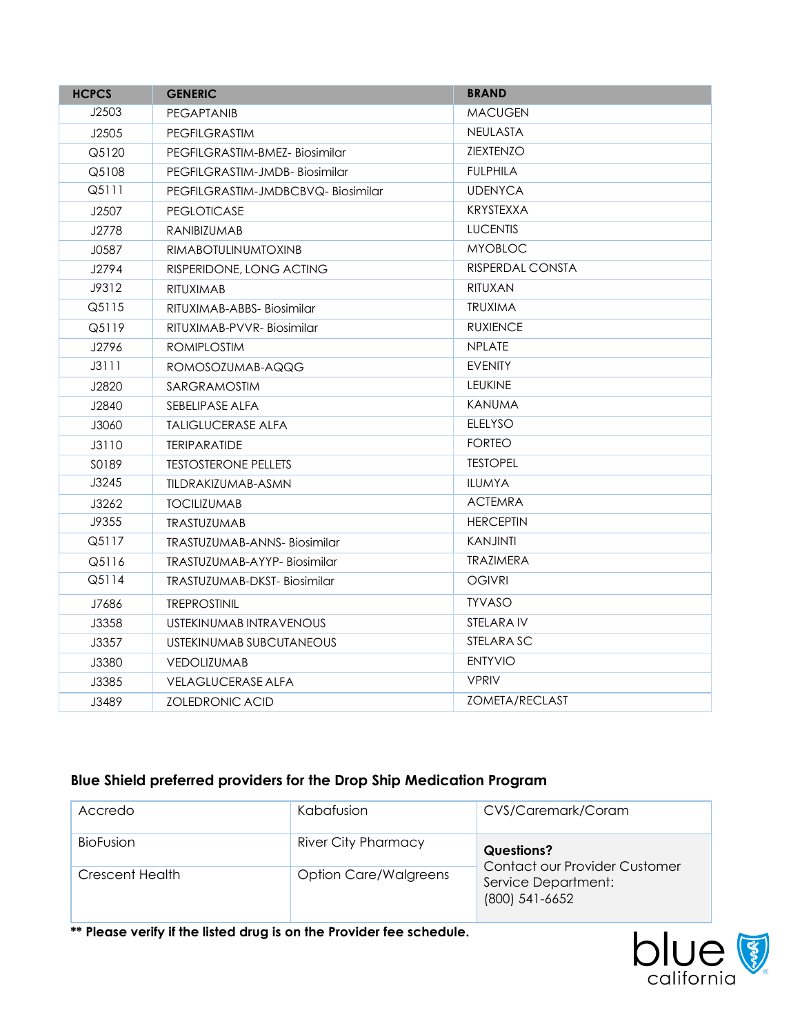| HCPCS | GENERIC | BRAND |
|---|---|---|
| J2503 | PEGAPTANIB | MACUGEN |
| J2505 | PEGFILGRASTIM | NEULASTA |
| Q5120 | PEGFILGRASTIM-BMEZ- Biosimilar | ZIEXTENZO |
| Q5108 | PEGFILGRASTIM-JMDB- Biosimilar | FULPHILA |
| Q5111 | PEGFILGRASTIM-JMDBCBVQ- Biosimilar | UDENYCA |
| J2507 | PEGLOTICASE | KRYSTEXXA |
| J2778 | RANIBIZUMAB | LUCENTIS |
| J0587 | RIMABOTULINUMTOXINB | MYOBLOC |
| J2794 | RISPERIDONE, LONG ACTING | RISPERDAL CONSTA |
| J9312 | RITUXIMAB | RITUXAN |
| Q5115 | RITUXIMAB-ABBS- Biosimilar | TRUXIMA |
| Q5119 | RITUXIMAB-PVVR- Biosimilar | RUXIENCE |
| J2796 | ROMIPLOSTIM | NPLATE |
| J3111 | ROMOSOZUMAB-AQQG | EVENITY |
| J2820 | SARGRAMOSTIM | LEUKINE |
| J2840 | SEBELIPASE ALFA | KANUMA |
| J3060 | TALIGLUCERASE ALFA | ELELYSO |
| J3110 | TERIPARATIDE | FORTEO |
| S0189 | TESTOSTERONE PELLETS | TESTOPEL |
| J3245 | TILDRAKIZUMAB-ASMN | ILUMYA |
| J3262 | TOCILIZUMAB | ACTEMRA |
| J9355 | TRASTUZUMAB | HERCEPTIN |
| Q5117 | TRASTUZUMAB-ANNS- Biosimilar | KANJINTI |
| Q5116 | TRASTUZUMAB-AYYP- Biosimilar | TRAZIMERA |
| Q5114 | TRASTUZUMAB-DKST- Biosimilar | OGIVRI |
| J7686 | TREPROSTINIL | TYVASO |
| J3358 | USTEKINUMAB INTRAVENOUS | STELARA IV |
| J3357 | USTEKINUMAB SUBCUTANEOUS | STELARA SC |
| J3380 | VEDOLIZUMAB | ENTYVIO |
| J3385 | VELAGLUCERASE ALFA | VPRIV |
| J3489 | ZOLEDRONIC ACID | ZOMETA/RECLAST |

## Blue Shield preferred providers for the Drop Ship Medication Program

| | | |
|---|---|---|
| Accredo | Kabafusion | CVS/Caremark/Coram |
| BioFusion | River City Pharmacy | **Questions?** Contact our Provider Customer Service Department: (800) 541-6652 |
| Crescent Health | Option Care/Walgreens | |

**** Please verify if the listed drug is on the Provider fee schedule.**

blue california